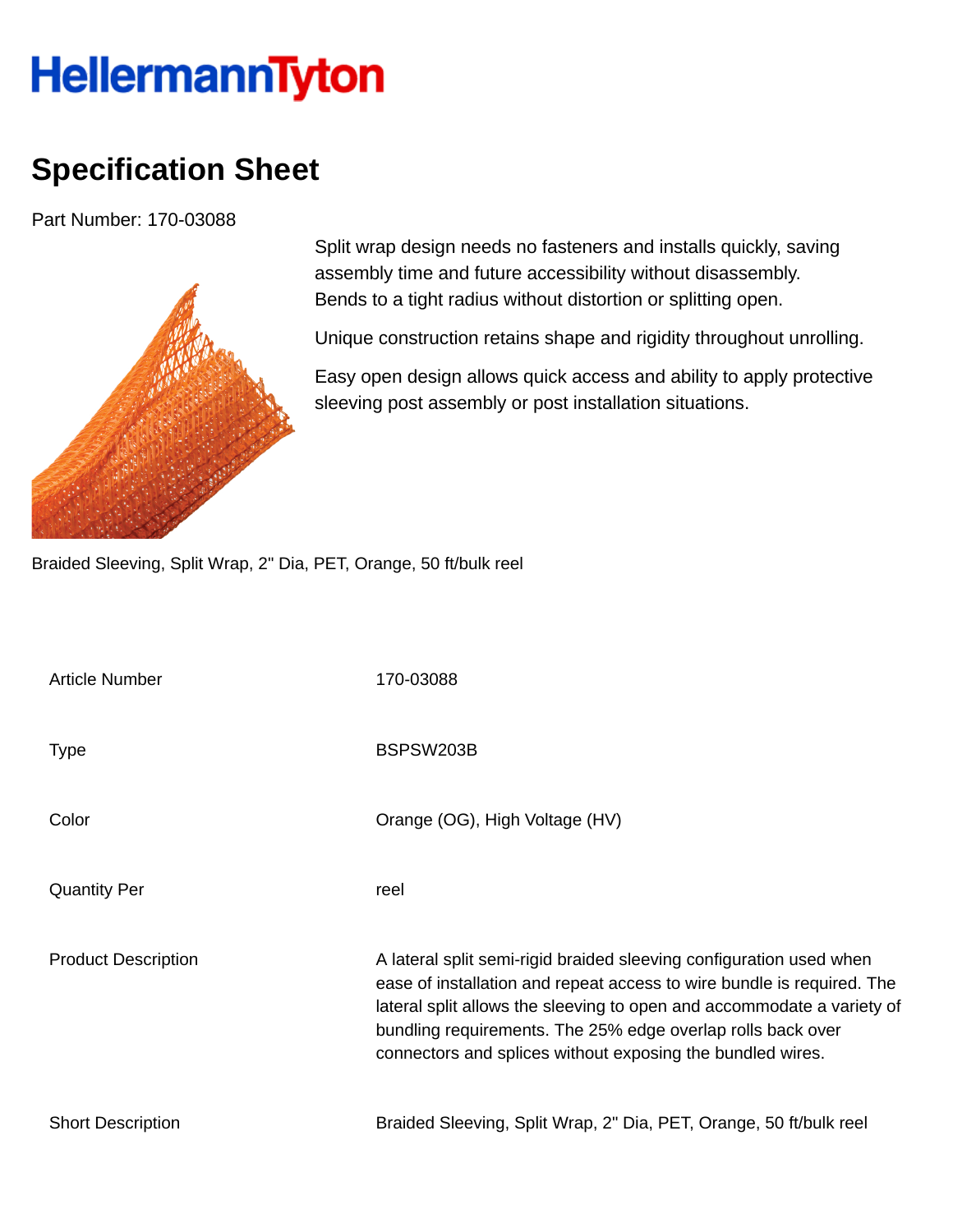HellermannTyton

# Specification Sheet

Part Number: 170-03088

Split wrap design needs no fasteners and installs quickly, saving assembly time and future accessibility without disassembly. Bends to a tight radius without distortion or splitting open.

Unique construction retains shape and rigidity throughout unrolling.

Easy open design allows quick access and ability to apply protective sleeving post assembly or post installation situations.

Braided Sleeving, Split Wrap, 2" Dia, PET, Orange, 50 ft/bulk reel

| | |
|---|---|
| Article Number | 170-03088 |
| Type | BSPSW203B |
| Color | Orange (OG), High Voltage (HV) |
| Quantity Per | reel |
| Product Description | A lateral split semi-rigid braided sleeving configuration used when ease of installation and repeat access to wire bundle is required. The lateral split allows the sleeving to open and accommodate a variety of bundling requirements. The 25% edge overlap rolls back over connectors and splices without exposing the bundled wires. |
| Short Description | Braided Sleeving, Split Wrap, 2" Dia, PET, Orange, 50 ft/bulk reel |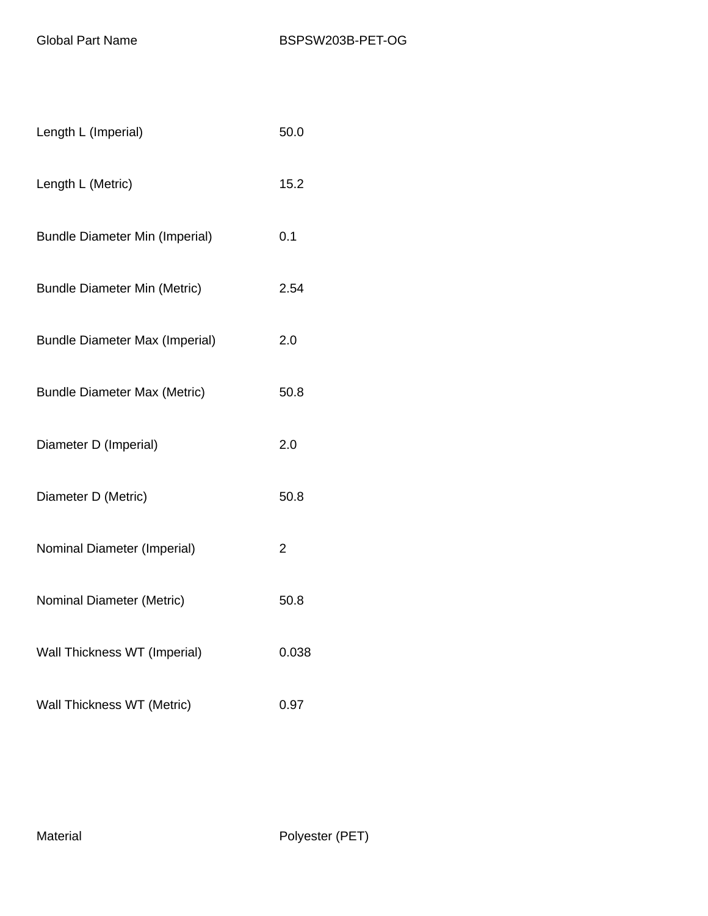| Global Part Name | BSPSW203B-PET-OG |
| --- | --- |
| Length L (Imperial) | 50.0 |
| Length L (Metric) | 15.2 |
| Bundle Diameter Min (Imperial) | 0.1 |
| Bundle Diameter Min (Metric) | 2.54 |
| Bundle Diameter Max (Imperial) | 2.0 |
| Bundle Diameter Max (Metric) | 50.8 |
| Diameter D (Imperial) | 2.0 |
| Diameter D (Metric) | 50.8 |
| Nominal Diameter (Imperial) | 2 |
| Nominal Diameter (Metric) | 50.8 |
| Wall Thickness WT (Imperial) | 0.038 |
| Wall Thickness WT (Metric) | 0.97 |
| Material | Polyester (PET) |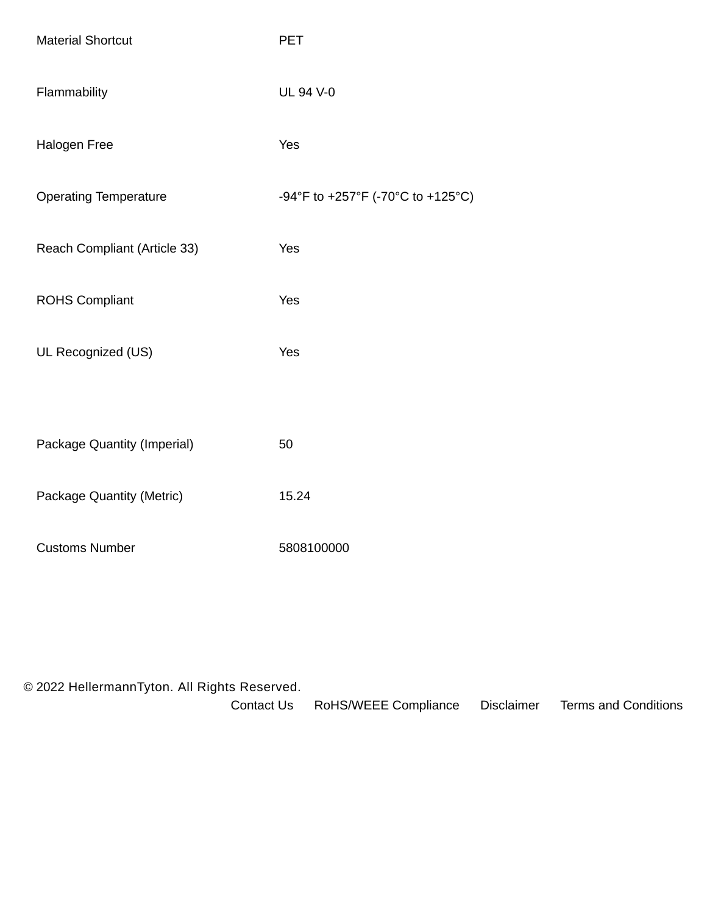| | |
|---|---|
| Material Shortcut | PET |
| Flammability | UL 94 V-0 |
| Halogen Free | Yes |
| Operating Temperature | -94°F to +257°F (-70°C to +125°C) |
| Reach Compliant (Article 33) | Yes |
| ROHS Compliant | Yes |
| UL Recognized (US) | Yes |

| | |
|---|---|
| Package Quantity (Imperial) | 50 |
| Package Quantity (Metric) | 15.24 |
| Customs Number | 5808100000 |

© 2022 HellermannTyton. All Rights Reserved.

Contact Us RoHS/WEEE Compliance Disclaimer Terms and Conditions